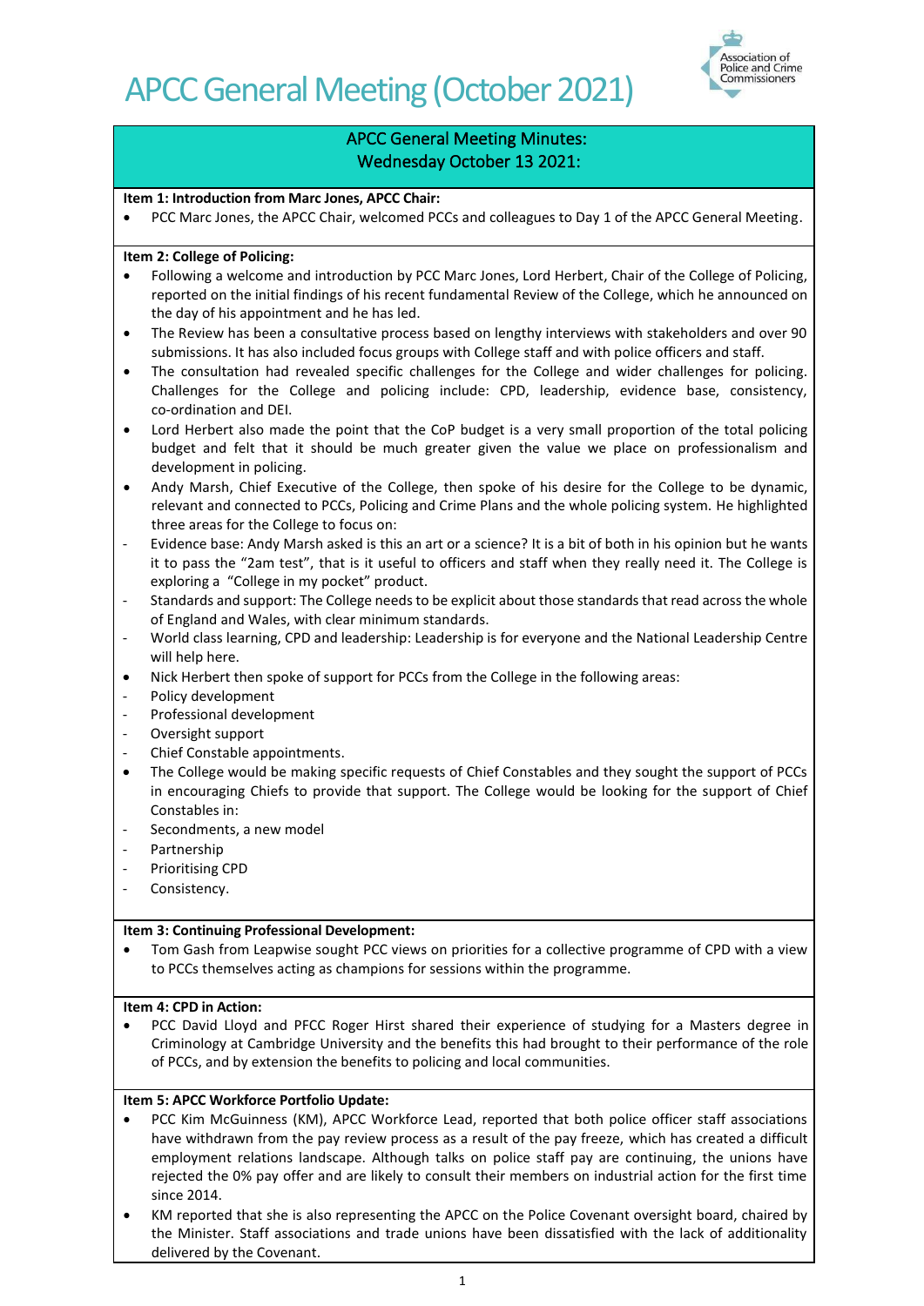# APCC General Meeting (October 2021)

## APCC General Meeting Minutes: Wednesday October 13 2021:

**Item 1: Introduction from Marc Jones, APCC Chair:**

- PCC Marc Jones, the APCC Chair, welcomed PCCs and colleagues to Day 1 of the APCC General Meeting.

**Item 2: College of Policing:**

- Following a welcome and introduction by PCC Marc Jones, Lord Herbert, Chair of the College of Policing, reported on the initial findings of his recent fundamental Review of the College, which he announced on the day of his appointment and he has led.
- The Review has been a consultative process based on lengthy interviews with stakeholders and over 90 submissions. It has also included focus groups with College staff and with police officers and staff.
- The consultation had revealed specific challenges for the College and wider challenges for policing. Challenges for the College and policing include: CPD, leadership, evidence base, consistency, co-ordination and DEI.
- Lord Herbert also made the point that the CoP budget is a very small proportion of the total policing budget and felt that it should be much greater given the value we place on professionalism and development in policing.
- Andy Marsh, Chief Executive of the College, then spoke of his desire for the College to be dynamic, relevant and connected to PCCs, Policing and Crime Plans and the whole policing system. He highlighted three areas for the College to focus on:
  - Evidence base: Andy Marsh asked is this an art or a science? It is a bit of both in his opinion but he wants it to pass the "2am test", that is it useful to officers and staff when they really need it. The College is exploring a "College in my pocket" product.
  - Standards and support: The College needs to be explicit about those standards that read across the whole of England and Wales, with clear minimum standards.
  - World class learning, CPD and leadership: Leadership is for everyone and the National Leadership Centre will help here.
- Nick Herbert then spoke of support for PCCs from the College in the following areas:
  - Policy development
  - Professional development
  - Oversight support
  - Chief Constable appointments.
- The College would be making specific requests of Chief Constables and they sought the support of PCCs in encouraging Chiefs to provide that support. The College would be looking for the support of Chief Constables in:
  - Secondments, a new model
  - Partnership
  - Prioritising CPD
  - Consistency.

**Item 3: Continuing Professional Development:**

- Tom Gash from Leapwise sought PCC views on priorities for a collective programme of CPD with a view to PCCs themselves acting as champions for sessions within the programme.

**Item 4: CPD in Action:**

- PCC David Lloyd and PFCC Roger Hirst shared their experience of studying for a Masters degree in Criminology at Cambridge University and the benefits this had brought to their performance of the role of PCCs, and by extension the benefits to policing and local communities.

**Item 5: APCC Workforce Portfolio Update:**

- PCC Kim McGuinness (KM), APCC Workforce Lead, reported that both police officer staff associations have withdrawn from the pay review process as a result of the pay freeze, which has created a difficult employment relations landscape. Although talks on police staff pay are continuing, the unions have rejected the 0% pay offer and are likely to consult their members on industrial action for the first time since 2014.
- KM reported that she is also representing the APCC on the Police Covenant oversight board, chaired by the Minister. Staff associations and trade unions have been dissatisfied with the lack of additionality delivered by the Covenant.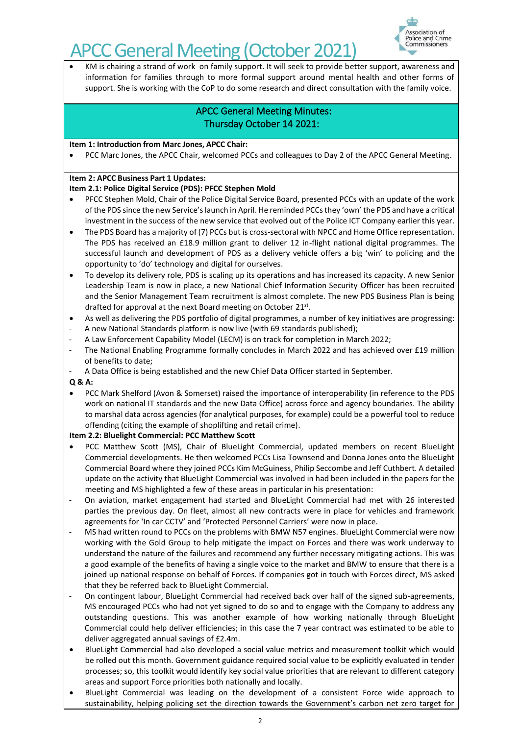- KM is chairing a strand of work on family support. It will seek to provide better support, awareness and information for families through to more formal support around mental health and other forms of support. She is working with the CoP to do some research and direct consultation with the family voice.

## APCC General Meeting Minutes: Thursday October 14 2021:

**Item 1: Introduction from Marc Jones, APCC Chair:**

- PCC Marc Jones, the APCC Chair, welcomed PCCs and colleagues to Day 2 of the APCC General Meeting.

**Item 2: APCC Business Part 1 Updates:**

**Item 2.1: Police Digital Service (PDS): PFCC Stephen Mold**

- PFCC Stephen Mold, Chair of the Police Digital Service Board, presented PCCs with an update of the work of the PDS since the new Service's launch in April. He reminded PCCs they 'own' the PDS and have a critical investment in the success of the new service that evolved out of the Police ICT Company earlier this year.
- The PDS Board has a majority of (7) PCCs but is cross-sectoral with NPCC and Home Office representation. The PDS has received an £18.9 million grant to deliver 12 in-flight national digital programmes. The successful launch and development of PDS as a delivery vehicle offers a big 'win' to policing and the opportunity to 'do' technology and digital for ourselves.
- To develop its delivery role, PDS is scaling up its operations and has increased its capacity. A new Senior Leadership Team is now in place, a new National Chief Information Security Officer has been recruited and the Senior Management Team recruitment is almost complete. The new PDS Business Plan is being drafted for approval at the next Board meeting on October 21st.
- As well as delivering the PDS portfolio of digital programmes, a number of key initiatives are progressing:
  - A new National Standards platform is now live (with 69 standards published);
  - A Law Enforcement Capability Model (LECM) is on track for completion in March 2022;
  - The National Enabling Programme formally concludes in March 2022 and has achieved over £19 million of benefits to date;
  - A Data Office is being established and the new Chief Data Officer started in September.

**Q & A:**

- PCC Mark Shelford (Avon & Somerset) raised the importance of interoperability (in reference to the PDS work on national IT standards and the new Data Office) across force and agency boundaries. The ability to marshal data across agencies (for analytical purposes, for example) could be a powerful tool to reduce offending (citing the example of shoplifting and retail crime).

**Item 2.2: Bluelight Commercial: PCC Matthew Scott**

- PCC Matthew Scott (MS), Chair of BlueLight Commercial, updated members on recent BlueLight Commercial developments. He then welcomed PCCs Lisa Townsend and Donna Jones onto the BlueLight Commercial Board where they joined PCCs Kim McGuiness, Philip Seccombe and Jeff Cuthbert. A detailed update on the activity that BlueLight Commercial was involved in had been included in the papers for the meeting and MS highlighted a few of these areas in particular in his presentation:
  - On aviation, market engagement had started and BlueLight Commercial had met with 26 interested parties the previous day. On fleet, almost all new contracts were in place for vehicles and framework agreements for 'In car CCTV' and 'Protected Personnel Carriers' were now in place.
  - MS had written round to PCCs on the problems with BMW N57 engines. BlueLight Commercial were now working with the Gold Group to help mitigate the impact on Forces and there was work underway to understand the nature of the failures and recommend any further necessary mitigating actions. This was a good example of the benefits of having a single voice to the market and BMW to ensure that there is a joined up national response on behalf of Forces. If companies got in touch with Forces direct, MS asked that they be referred back to BlueLight Commercial.
  - On contingent labour, BlueLight Commercial had received back over half of the signed sub-agreements, MS encouraged PCCs who had not yet signed to do so and to engage with the Company to address any outstanding questions. This was another example of how working nationally through BlueLight Commercial could help deliver efficiencies; in this case the 7 year contract was estimated to be able to deliver aggregated annual savings of £2.4m.
- BlueLight Commercial had also developed a social value metrics and measurement toolkit which would be rolled out this month. Government guidance required social value to be explicitly evaluated in tender processes; so, this toolkit would identify key social value priorities that are relevant to different category areas and support Force priorities both nationally and locally.
- BlueLight Commercial was leading on the development of a consistent Force wide approach to sustainability, helping policing set the direction towards the Government's carbon net zero target for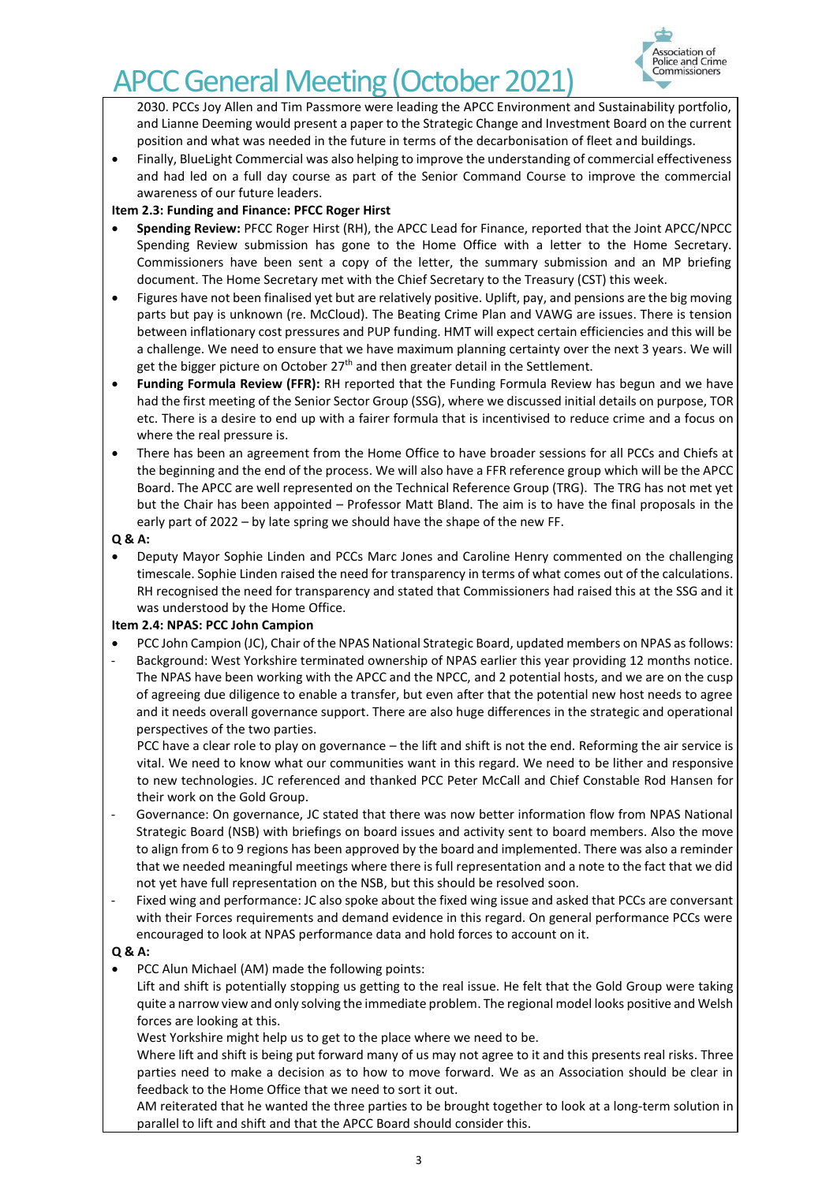2030. PCCs Joy Allen and Tim Passmore were leading the APCC Environment and Sustainability portfolio, and Lianne Deeming would present a paper to the Strategic Change and Investment Board on the current position and what was needed in the future in terms of the decarbonisation of fleet and buildings.

- Finally, BlueLight Commercial was also helping to improve the understanding of commercial effectiveness and had led on a full day course as part of the Senior Command Course to improve the commercial awareness of our future leaders.

**Item 2.3: Funding and Finance: PFCC Roger Hirst**

- **Spending Review:** PFCC Roger Hirst (RH), the APCC Lead for Finance, reported that the Joint APCC/NPCC Spending Review submission has gone to the Home Office with a letter to the Home Secretary. Commissioners have been sent a copy of the letter, the summary submission and an MP briefing document. The Home Secretary met with the Chief Secretary to the Treasury (CST) this week.
- Figures have not been finalised yet but are relatively positive. Uplift, pay, and pensions are the big moving parts but pay is unknown (re. McCloud). The Beating Crime Plan and VAWG are issues. There is tension between inflationary cost pressures and PUP funding. HMT will expect certain efficiencies and this will be a challenge. We need to ensure that we have maximum planning certainty over the next 3 years. We will get the bigger picture on October 27th and then greater detail in the Settlement.
- **Funding Formula Review (FFR):** RH reported that the Funding Formula Review has begun and we have had the first meeting of the Senior Sector Group (SSG), where we discussed initial details on purpose, TOR etc. There is a desire to end up with a fairer formula that is incentivised to reduce crime and a focus on where the real pressure is.
- There has been an agreement from the Home Office to have broader sessions for all PCCs and Chiefs at the beginning and the end of the process. We will also have a FFR reference group which will be the APCC Board. The APCC are well represented on the Technical Reference Group (TRG). The TRG has not met yet but the Chair has been appointed – Professor Matt Bland. The aim is to have the final proposals in the early part of 2022 – by late spring we should have the shape of the new FF.

**Q & A:**

- Deputy Mayor Sophie Linden and PCCs Marc Jones and Caroline Henry commented on the challenging timescale. Sophie Linden raised the need for transparency in terms of what comes out of the calculations. RH recognised the need for transparency and stated that Commissioners had raised this at the SSG and it was understood by the Home Office.

**Item 2.4: NPAS: PCC John Campion**

- PCC John Campion (JC), Chair of the NPAS National Strategic Board, updated members on NPAS as follows:
- Background: West Yorkshire terminated ownership of NPAS earlier this year providing 12 months notice. The NPAS have been working with the APCC and the NPCC, and 2 potential hosts, and we are on the cusp of agreeing due diligence to enable a transfer, but even after that the potential new host needs to agree and it needs overall governance support. There are also huge differences in the strategic and operational perspectives of the two parties.

  PCC have a clear role to play on governance – the lift and shift is not the end. Reforming the air service is vital. We need to know what our communities want in this regard. We need to be lither and responsive to new technologies. JC referenced and thanked PCC Peter McCall and Chief Constable Rod Hansen for their work on the Gold Group.
- Governance: On governance, JC stated that there was now better information flow from NPAS National Strategic Board (NSB) with briefings on board issues and activity sent to board members. Also the move to align from 6 to 9 regions has been approved by the board and implemented. There was also a reminder that we needed meaningful meetings where there is full representation and a note to the fact that we did not yet have full representation on the NSB, but this should be resolved soon.
- Fixed wing and performance: JC also spoke about the fixed wing issue and asked that PCCs are conversant with their Forces requirements and demand evidence in this regard. On general performance PCCs were encouraged to look at NPAS performance data and hold forces to account on it.

**Q & A:**

- PCC Alun Michael (AM) made the following points:

  Lift and shift is potentially stopping us getting to the real issue. He felt that the Gold Group were taking quite a narrow view and only solving the immediate problem. The regional model looks positive and Welsh forces are looking at this.

  West Yorkshire might help us to get to the place where we need to be.

  Where lift and shift is being put forward many of us may not agree to it and this presents real risks. Three parties need to make a decision as to how to move forward. We as an Association should be clear in feedback to the Home Office that we need to sort it out.

  AM reiterated that he wanted the three parties to be brought together to look at a long-term solution in parallel to lift and shift and that the APCC Board should consider this.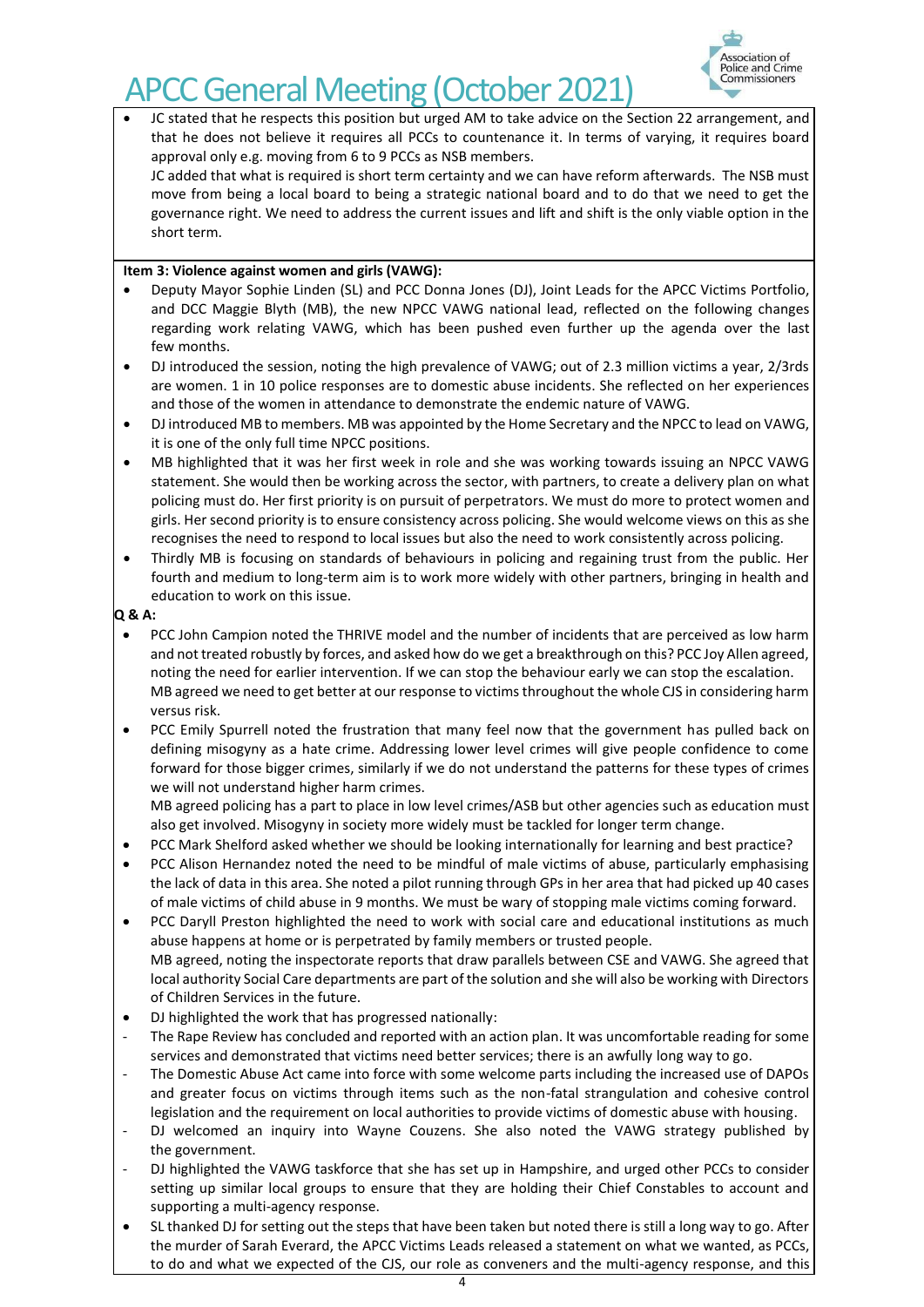- JC stated that he respects this position but urged AM to take advice on the Section 22 arrangement, and that he does not believe it requires all PCCs to countenance it. In terms of varying, it requires board approval only e.g. moving from 6 to 9 PCCs as NSB members.
  JC added that what is required is short term certainty and we can have reform afterwards. The NSB must move from being a local board to being a strategic national board and to do that we need to get the governance right. We need to address the current issues and lift and shift is the only viable option in the short term.

**Item 3: Violence against women and girls (VAWG):**

- Deputy Mayor Sophie Linden (SL) and PCC Donna Jones (DJ), Joint Leads for the APCC Victims Portfolio, and DCC Maggie Blyth (MB), the new NPCC VAWG national lead, reflected on the following changes regarding work relating VAWG, which has been pushed even further up the agenda over the last few months.
- DJ introduced the session, noting the high prevalence of VAWG; out of 2.3 million victims a year, 2/3rds are women. 1 in 10 police responses are to domestic abuse incidents. She reflected on her experiences and those of the women in attendance to demonstrate the endemic nature of VAWG.
- DJ introduced MB to members. MB was appointed by the Home Secretary and the NPCC to lead on VAWG, it is one of the only full time NPCC positions.
- MB highlighted that it was her first week in role and she was working towards issuing an NPCC VAWG statement. She would then be working across the sector, with partners, to create a delivery plan on what policing must do. Her first priority is on pursuit of perpetrators. We must do more to protect women and girls. Her second priority is to ensure consistency across policing. She would welcome views on this as she recognises the need to respond to local issues but also the need to work consistently across policing.
- Thirdly MB is focusing on standards of behaviours in policing and regaining trust from the public. Her fourth and medium to long-term aim is to work more widely with other partners, bringing in health and education to work on this issue.

**Q & A:**

- PCC John Campion noted the THRIVE model and the number of incidents that are perceived as low harm and not treated robustly by forces, and asked how do we get a breakthrough on this? PCC Joy Allen agreed, noting the need for earlier intervention. If we can stop the behaviour early we can stop the escalation.
  MB agreed we need to get better at our response to victims throughout the whole CJS in considering harm versus risk.
- PCC Emily Spurrell noted the frustration that many feel now that the government has pulled back on defining misogyny as a hate crime. Addressing lower level crimes will give people confidence to come forward for those bigger crimes, similarly if we do not understand the patterns for these types of crimes we will not understand higher harm crimes.
  MB agreed policing has a part to place in low level crimes/ASB but other agencies such as education must also get involved. Misogyny in society more widely must be tackled for longer term change.
- PCC Mark Shelford asked whether we should be looking internationally for learning and best practice?
- PCC Alison Hernandez noted the need to be mindful of male victims of abuse, particularly emphasising the lack of data in this area. She noted a pilot running through GPs in her area that had picked up 40 cases of male victims of child abuse in 9 months. We must be wary of stopping male victims coming forward.
- PCC Daryll Preston highlighted the need to work with social care and educational institutions as much abuse happens at home or is perpetrated by family members or trusted people.
  MB agreed, noting the inspectorate reports that draw parallels between CSE and VAWG. She agreed that local authority Social Care departments are part of the solution and she will also be working with Directors of Children Services in the future.
- DJ highlighted the work that has progressed nationally:
  - The Rape Review has concluded and reported with an action plan. It was uncomfortable reading for some services and demonstrated that victims need better services; there is an awfully long way to go.
  - The Domestic Abuse Act came into force with some welcome parts including the increased use of DAPOs and greater focus on victims through items such as the non-fatal strangulation and cohesive control legislation and the requirement on local authorities to provide victims of domestic abuse with housing.
  - DJ welcomed an inquiry into Wayne Couzens. She also noted the VAWG strategy published by the government.
  - DJ highlighted the VAWG taskforce that she has set up in Hampshire, and urged other PCCs to consider setting up similar local groups to ensure that they are holding their Chief Constables to account and supporting a multi-agency response.
- SL thanked DJ for setting out the steps that have been taken but noted there is still a long way to go. After the murder of Sarah Everard, the APCC Victims Leads released a statement on what we wanted, as PCCs, to do and what we expected of the CJS, our role as conveners and the multi-agency response, and this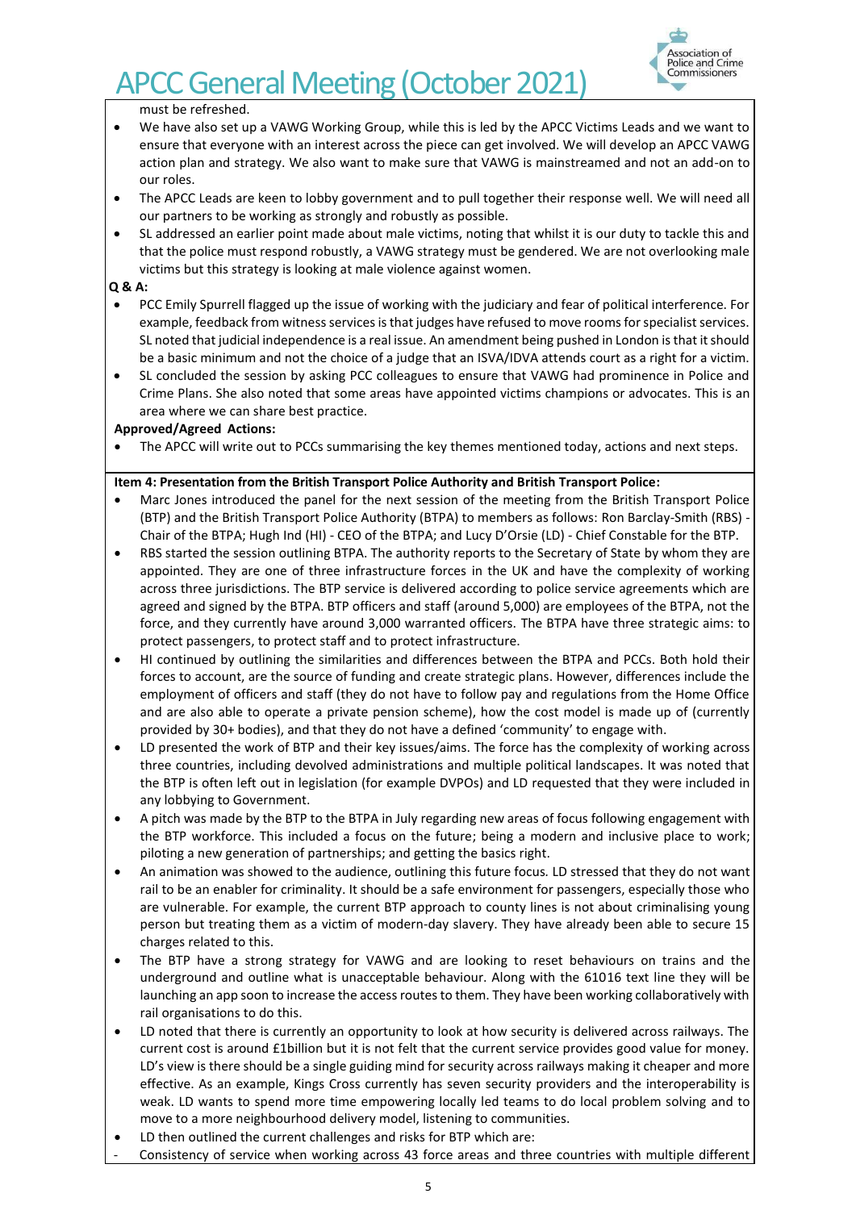must be refreshed.

- We have also set up a VAWG Working Group, while this is led by the APCC Victims Leads and we want to ensure that everyone with an interest across the piece can get involved. We will develop an APCC VAWG action plan and strategy. We also want to make sure that VAWG is mainstreamed and not an add-on to our roles.
- The APCC Leads are keen to lobby government and to pull together their response well. We will need all our partners to be working as strongly and robustly as possible.
- SL addressed an earlier point made about male victims, noting that whilst it is our duty to tackle this and that the police must respond robustly, a VAWG strategy must be gendered. We are not overlooking male victims but this strategy is looking at male violence against women.

**Q & A:**

- PCC Emily Spurrell flagged up the issue of working with the judiciary and fear of political interference. For example, feedback from witness services is that judges have refused to move rooms for specialist services. SL noted that judicial independence is a real issue. An amendment being pushed in London is that it should be a basic minimum and not the choice of a judge that an ISVA/IDVA attends court as a right for a victim.
- SL concluded the session by asking PCC colleagues to ensure that VAWG had prominence in Police and Crime Plans. She also noted that some areas have appointed victims champions or advocates. This is an area where we can share best practice.

**Approved/Agreed Actions:**

- The APCC will write out to PCCs summarising the key themes mentioned today, actions and next steps.

**Item 4: Presentation from the British Transport Police Authority and British Transport Police:**

- Marc Jones introduced the panel for the next session of the meeting from the British Transport Police (BTP) and the British Transport Police Authority (BTPA) to members as follows: Ron Barclay-Smith (RBS) - Chair of the BTPA; Hugh Ind (HI) - CEO of the BTPA; and Lucy D'Orsie (LD) - Chief Constable for the BTP.
- RBS started the session outlining BTPA. The authority reports to the Secretary of State by whom they are appointed. They are one of three infrastructure forces in the UK and have the complexity of working across three jurisdictions. The BTP service is delivered according to police service agreements which are agreed and signed by the BTPA. BTP officers and staff (around 5,000) are employees of the BTPA, not the force, and they currently have around 3,000 warranted officers. The BTPA have three strategic aims: to protect passengers, to protect staff and to protect infrastructure.
- HI continued by outlining the similarities and differences between the BTPA and PCCs. Both hold their forces to account, are the source of funding and create strategic plans. However, differences include the employment of officers and staff (they do not have to follow pay and regulations from the Home Office and are also able to operate a private pension scheme), how the cost model is made up of (currently provided by 30+ bodies), and that they do not have a defined 'community' to engage with.
- LD presented the work of BTP and their key issues/aims. The force has the complexity of working across three countries, including devolved administrations and multiple political landscapes. It was noted that the BTP is often left out in legislation (for example DVPOs) and LD requested that they were included in any lobbying to Government.
- A pitch was made by the BTP to the BTPA in July regarding new areas of focus following engagement with the BTP workforce. This included a focus on the future; being a modern and inclusive place to work; piloting a new generation of partnerships; and getting the basics right.
- An animation was showed to the audience, outlining this future focus. LD stressed that they do not want rail to be an enabler for criminality. It should be a safe environment for passengers, especially those who are vulnerable. For example, the current BTP approach to county lines is not about criminalising young person but treating them as a victim of modern-day slavery. They have already been able to secure 15 charges related to this.
- The BTP have a strong strategy for VAWG and are looking to reset behaviours on trains and the underground and outline what is unacceptable behaviour. Along with the 61016 text line they will be launching an app soon to increase the access routes to them. They have been working collaboratively with rail organisations to do this.
- LD noted that there is currently an opportunity to look at how security is delivered across railways. The current cost is around £1billion but it is not felt that the current service provides good value for money. LD's view is there should be a single guiding mind for security across railways making it cheaper and more effective. As an example, Kings Cross currently has seven security providers and the interoperability is weak. LD wants to spend more time empowering locally led teams to do local problem solving and to move to a more neighbourhood delivery model, listening to communities.
- LD then outlined the current challenges and risks for BTP which are:
  - Consistency of service when working across 43 force areas and three countries with multiple different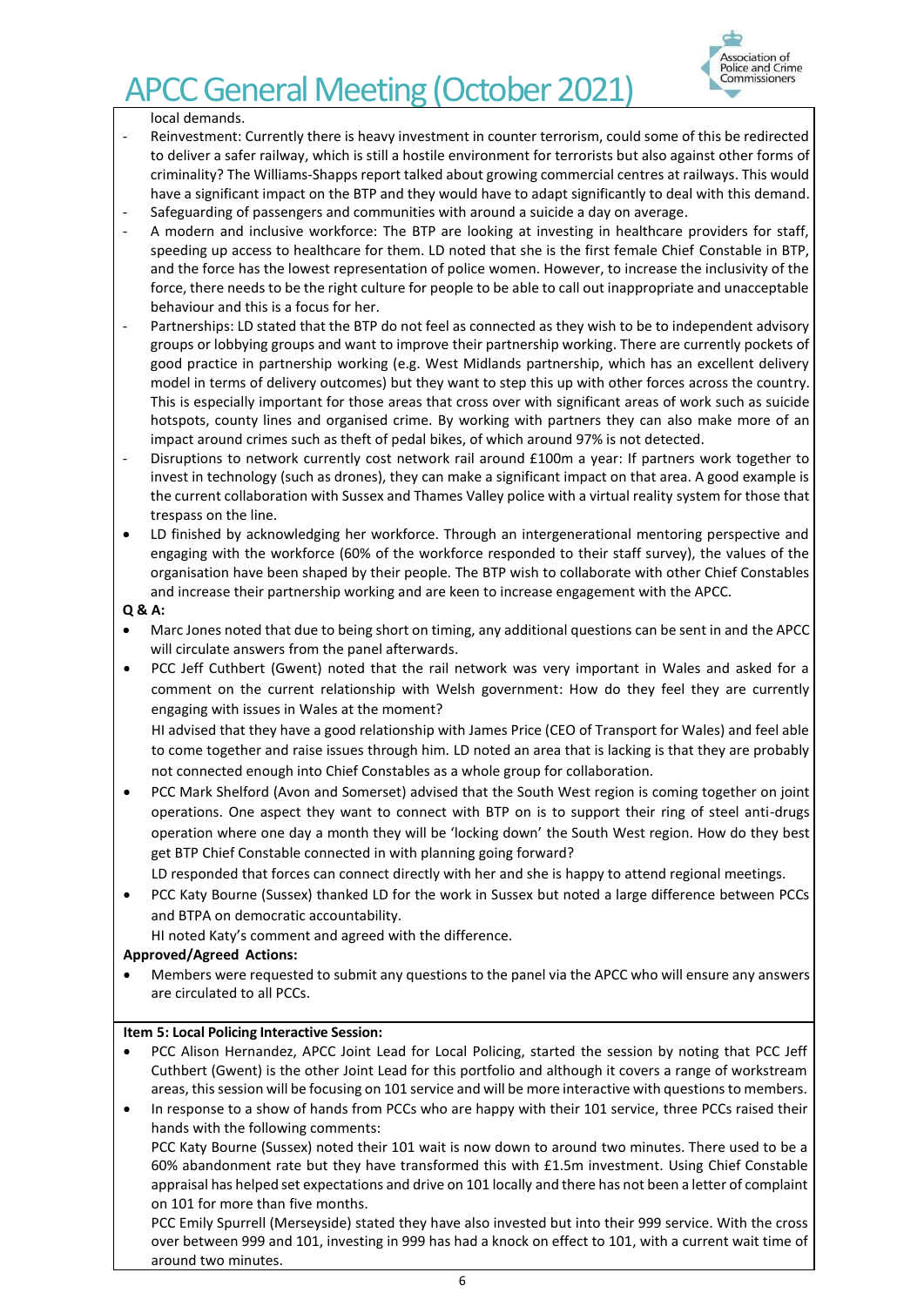local demands.

- Reinvestment: Currently there is heavy investment in counter terrorism, could some of this be redirected to deliver a safer railway, which is still a hostile environment for terrorists but also against other forms of criminality? The Williams-Shapps report talked about growing commercial centres at railways. This would have a significant impact on the BTP and they would have to adapt significantly to deal with this demand.
- Safeguarding of passengers and communities with around a suicide a day on average.
- A modern and inclusive workforce: The BTP are looking at investing in healthcare providers for staff, speeding up access to healthcare for them. LD noted that she is the first female Chief Constable in BTP, and the force has the lowest representation of police women. However, to increase the inclusivity of the force, there needs to be the right culture for people to be able to call out inappropriate and unacceptable behaviour and this is a focus for her.
- Partnerships: LD stated that the BTP do not feel as connected as they wish to be to independent advisory groups or lobbying groups and want to improve their partnership working. There are currently pockets of good practice in partnership working (e.g. West Midlands partnership, which has an excellent delivery model in terms of delivery outcomes) but they want to step this up with other forces across the country. This is especially important for those areas that cross over with significant areas of work such as suicide hotspots, county lines and organised crime. By working with partners they can also make more of an impact around crimes such as theft of pedal bikes, of which around 97% is not detected.
- Disruptions to network currently cost network rail around £100m a year: If partners work together to invest in technology (such as drones), they can make a significant impact on that area. A good example is the current collaboration with Sussex and Thames Valley police with a virtual reality system for those that trespass on the line.

- LD finished by acknowledging her workforce. Through an intergenerational mentoring perspective and engaging with the workforce (60% of the workforce responded to their staff survey), the values of the organisation have been shaped by their people. The BTP wish to collaborate with other Chief Constables and increase their partnership working and are keen to increase engagement with the APCC.

**Q & A:**

- Marc Jones noted that due to being short on timing, any additional questions can be sent in and the APCC will circulate answers from the panel afterwards.
- PCC Jeff Cuthbert (Gwent) noted that the rail network was very important in Wales and asked for a comment on the current relationship with Welsh government: How do they feel they are currently engaging with issues in Wales at the moment?

  HI advised that they have a good relationship with James Price (CEO of Transport for Wales) and feel able to come together and raise issues through him. LD noted an area that is lacking is that they are probably not connected enough into Chief Constables as a whole group for collaboration.
- PCC Mark Shelford (Avon and Somerset) advised that the South West region is coming together on joint operations. One aspect they want to connect with BTP on is to support their ring of steel anti-drugs operation where one day a month they will be 'locking down' the South West region. How do they best get BTP Chief Constable connected in with planning going forward?

  LD responded that forces can connect directly with her and she is happy to attend regional meetings.
- PCC Katy Bourne (Sussex) thanked LD for the work in Sussex but noted a large difference between PCCs and BTPA on democratic accountability.

  HI noted Katy's comment and agreed with the difference.

**Approved/Agreed Actions:**

- Members were requested to submit any questions to the panel via the APCC who will ensure any answers are circulated to all PCCs.

**Item 5: Local Policing Interactive Session:**

- PCC Alison Hernandez, APCC Joint Lead for Local Policing, started the session by noting that PCC Jeff Cuthbert (Gwent) is the other Joint Lead for this portfolio and although it covers a range of workstream areas, this session will be focusing on 101 service and will be more interactive with questions to members.
- In response to a show of hands from PCCs who are happy with their 101 service, three PCCs raised their hands with the following comments:

  PCC Katy Bourne (Sussex) noted their 101 wait is now down to around two minutes. There used to be a 60% abandonment rate but they have transformed this with £1.5m investment. Using Chief Constable appraisal has helped set expectations and drive on 101 locally and there has not been a letter of complaint on 101 for more than five months.

  PCC Emily Spurrell (Merseyside) stated they have also invested but into their 999 service. With the cross over between 999 and 101, investing in 999 has had a knock on effect to 101, with a current wait time of around two minutes.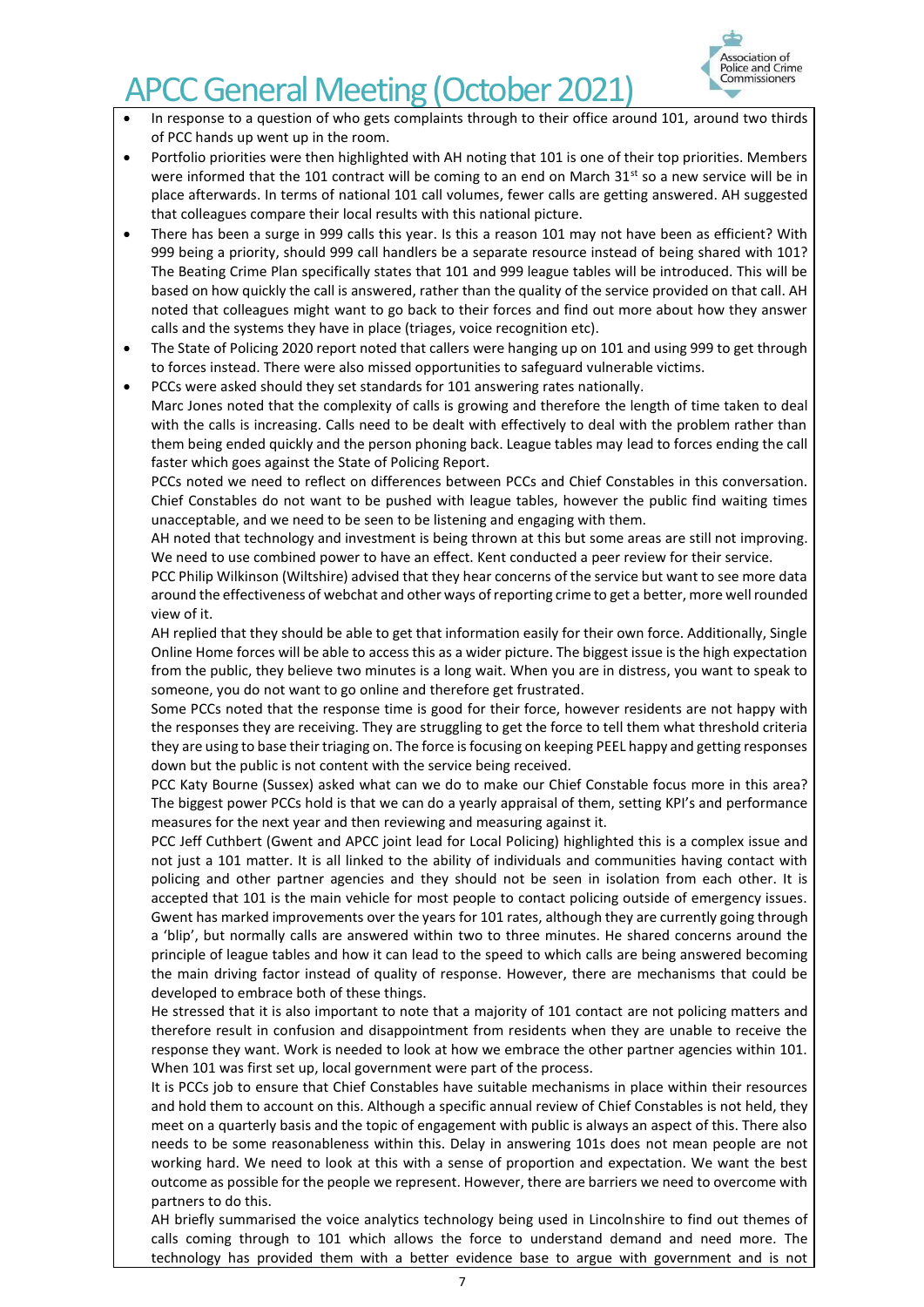# APCC General Meeting (October 2021)

- In response to a question of who gets complaints through to their office around 101, around two thirds of PCC hands up went up in the room.
- Portfolio priorities were then highlighted with AH noting that 101 is one of their top priorities. Members were informed that the 101 contract will be coming to an end on March 31st so a new service will be in place afterwards. In terms of national 101 call volumes, fewer calls are getting answered. AH suggested that colleagues compare their local results with this national picture.
- There has been a surge in 999 calls this year. Is this a reason 101 may not have been as efficient? With 999 being a priority, should 999 call handlers be a separate resource instead of being shared with 101? The Beating Crime Plan specifically states that 101 and 999 league tables will be introduced. This will be based on how quickly the call is answered, rather than the quality of the service provided on that call. AH noted that colleagues might want to go back to their forces and find out more about how they answer calls and the systems they have in place (triages, voice recognition etc).
- The State of Policing 2020 report noted that callers were hanging up on 101 and using 999 to get through to forces instead. There were also missed opportunities to safeguard vulnerable victims.
- PCCs were asked should they set standards for 101 answering rates nationally.

  Marc Jones noted that the complexity of calls is growing and therefore the length of time taken to deal with the calls is increasing. Calls need to be dealt with effectively to deal with the problem rather than them being ended quickly and the person phoning back. League tables may lead to forces ending the call faster which goes against the State of Policing Report.

  PCCs noted we need to reflect on differences between PCCs and Chief Constables in this conversation. Chief Constables do not want to be pushed with league tables, however the public find waiting times unacceptable, and we need to be seen to be listening and engaging with them.

  AH noted that technology and investment is being thrown at this but some areas are still not improving. We need to use combined power to have an effect. Kent conducted a peer review for their service.

  PCC Philip Wilkinson (Wiltshire) advised that they hear concerns of the service but want to see more data around the effectiveness of webchat and other ways of reporting crime to get a better, more well rounded view of it.

  AH replied that they should be able to get that information easily for their own force. Additionally, Single Online Home forces will be able to access this as a wider picture. The biggest issue is the high expectation from the public, they believe two minutes is a long wait. When you are in distress, you want to speak to someone, you do not want to go online and therefore get frustrated.

  Some PCCs noted that the response time is good for their force, however residents are not happy with the responses they are receiving. They are struggling to get the force to tell them what threshold criteria they are using to base their triaging on. The force is focusing on keeping PEEL happy and getting responses down but the public is not content with the service being received.

  PCC Katy Bourne (Sussex) asked what can we do to make our Chief Constable focus more in this area? The biggest power PCCs hold is that we can do a yearly appraisal of them, setting KPI's and performance measures for the next year and then reviewing and measuring against it.

  PCC Jeff Cuthbert (Gwent and APCC joint lead for Local Policing) highlighted this is a complex issue and not just a 101 matter. It is all linked to the ability of individuals and communities having contact with policing and other partner agencies and they should not be seen in isolation from each other. It is accepted that 101 is the main vehicle for most people to contact policing outside of emergency issues. Gwent has marked improvements over the years for 101 rates, although they are currently going through a 'blip', but normally calls are answered within two to three minutes. He shared concerns around the principle of league tables and how it can lead to the speed to which calls are being answered becoming the main driving factor instead of quality of response. However, there are mechanisms that could be developed to embrace both of these things.

  He stressed that it is also important to note that a majority of 101 contact are not policing matters and therefore result in confusion and disappointment from residents when they are unable to receive the response they want. Work is needed to look at how we embrace the other partner agencies within 101. When 101 was first set up, local government were part of the process.

  It is PCCs job to ensure that Chief Constables have suitable mechanisms in place within their resources and hold them to account on this. Although a specific annual review of Chief Constables is not held, they meet on a quarterly basis and the topic of engagement with public is always an aspect of this. There also needs to be some reasonableness within this. Delay in answering 101s does not mean people are not working hard. We need to look at this with a sense of proportion and expectation. We want the best outcome as possible for the people we represent. However, there are barriers we need to overcome with partners to do this.

  AH briefly summarised the voice analytics technology being used in Lincolnshire to find out themes of calls coming through to 101 which allows the force to understand demand and need more. The technology has provided them with a better evidence base to argue with government and is not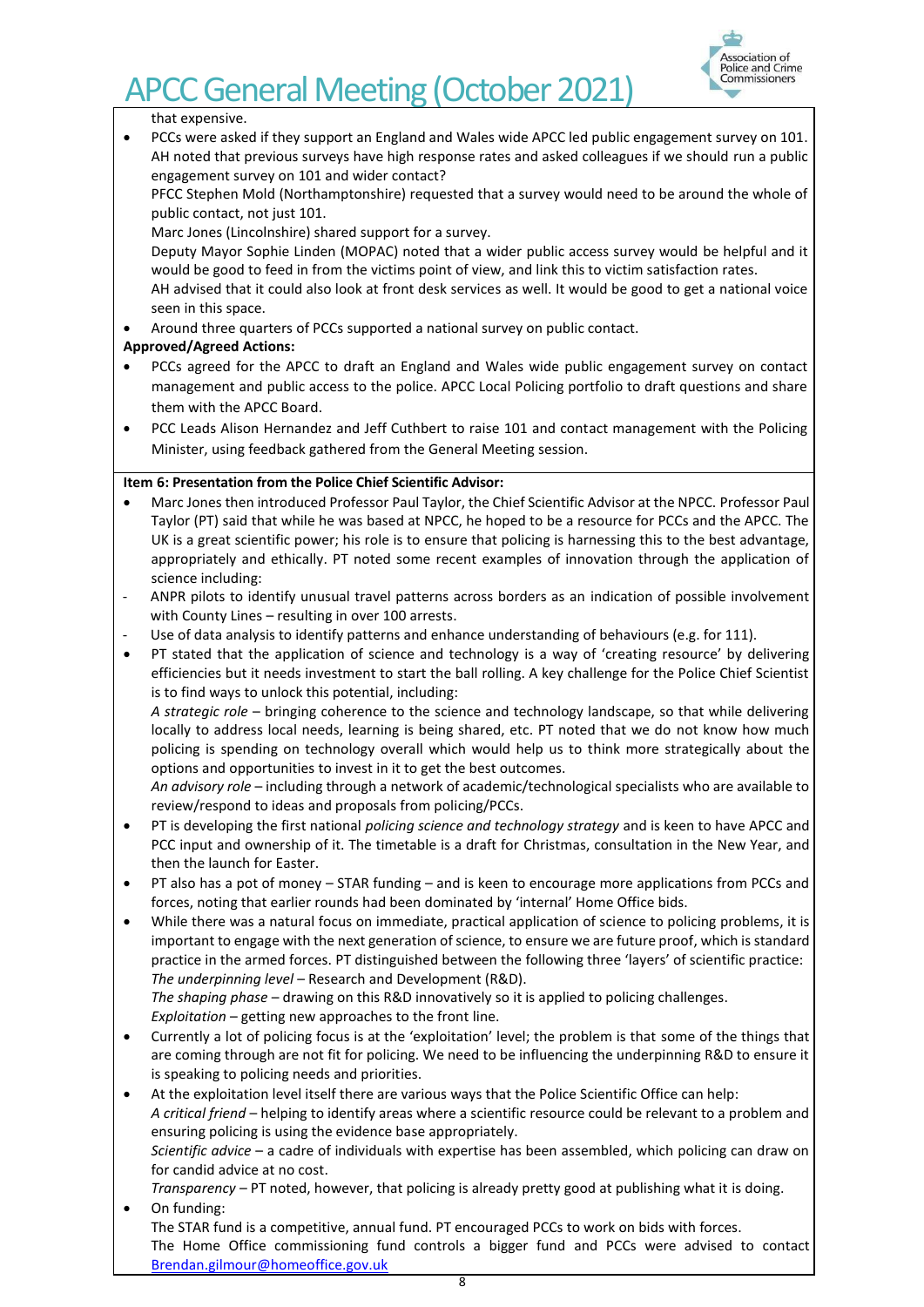that expensive.

- PCCs were asked if they support an England and Wales wide APCC led public engagement survey on 101. AH noted that previous surveys have high response rates and asked colleagues if we should run a public engagement survey on 101 and wider contact?
  PFCC Stephen Mold (Northamptonshire) requested that a survey would need to be around the whole of public contact, not just 101.
  Marc Jones (Lincolnshire) shared support for a survey.
  Deputy Mayor Sophie Linden (MOPAC) noted that a wider public access survey would be helpful and it would be good to feed in from the victims point of view, and link this to victim satisfaction rates.
  AH advised that it could also look at front desk services as well. It would be good to get a national voice seen in this space.
- Around three quarters of PCCs supported a national survey on public contact.

**Approved/Agreed Actions:**

- PCCs agreed for the APCC to draft an England and Wales wide public engagement survey on contact management and public access to the police. APCC Local Policing portfolio to draft questions and share them with the APCC Board.
- PCC Leads Alison Hernandez and Jeff Cuthbert to raise 101 and contact management with the Policing Minister, using feedback gathered from the General Meeting session.

**Item 6: Presentation from the Police Chief Scientific Advisor:**

- Marc Jones then introduced Professor Paul Taylor, the Chief Scientific Advisor at the NPCC. Professor Paul Taylor (PT) said that while he was based at NPCC, he hoped to be a resource for PCCs and the APCC. The UK is a great scientific power; his role is to ensure that policing is harnessing this to the best advantage, appropriately and ethically. PT noted some recent examples of innovation through the application of science including:
  - ANPR pilots to identify unusual travel patterns across borders as an indication of possible involvement with County Lines – resulting in over 100 arrests.
  - Use of data analysis to identify patterns and enhance understanding of behaviours (e.g. for 111).
- PT stated that the application of science and technology is a way of 'creating resource' by delivering efficiencies but it needs investment to start the ball rolling. A key challenge for the Police Chief Scientist is to find ways to unlock this potential, including:
  *A strategic role* – bringing coherence to the science and technology landscape, so that while delivering locally to address local needs, learning is being shared, etc. PT noted that we do not know how much policing is spending on technology overall which would help us to think more strategically about the options and opportunities to invest in it to get the best outcomes.
  *An advisory role* – including through a network of academic/technological specialists who are available to review/respond to ideas and proposals from policing/PCCs.
- PT is developing the first national *policing science and technology strategy* and is keen to have APCC and PCC input and ownership of it. The timetable is a draft for Christmas, consultation in the New Year, and then the launch for Easter.
- PT also has a pot of money – STAR funding – and is keen to encourage more applications from PCCs and forces, noting that earlier rounds had been dominated by 'internal' Home Office bids.
- While there was a natural focus on immediate, practical application of science to policing problems, it is important to engage with the next generation of science, to ensure we are future proof, which is standard practice in the armed forces. PT distinguished between the following three 'layers' of scientific practice:
  *The underpinning level* – Research and Development (R&D).
  *The shaping phase* – drawing on this R&D innovatively so it is applied to policing challenges.
  *Exploitation* – getting new approaches to the front line.
- Currently a lot of policing focus is at the 'exploitation' level; the problem is that some of the things that are coming through are not fit for policing. We need to be influencing the underpinning R&D to ensure it is speaking to policing needs and priorities.
- At the exploitation level itself there are various ways that the Police Scientific Office can help:
  *A critical friend* – helping to identify areas where a scientific resource could be relevant to a problem and ensuring policing is using the evidence base appropriately.
  *Scientific advice* – a cadre of individuals with expertise has been assembled, which policing can draw on for candid advice at no cost.
  *Transparency* – PT noted, however, that policing is already pretty good at publishing what it is doing.
- On funding:
  The STAR fund is a competitive, annual fund. PT encouraged PCCs to work on bids with forces.
  The Home Office commissioning fund controls a bigger fund and PCCs were advised to contact Brendan.gilmour@homeoffice.gov.uk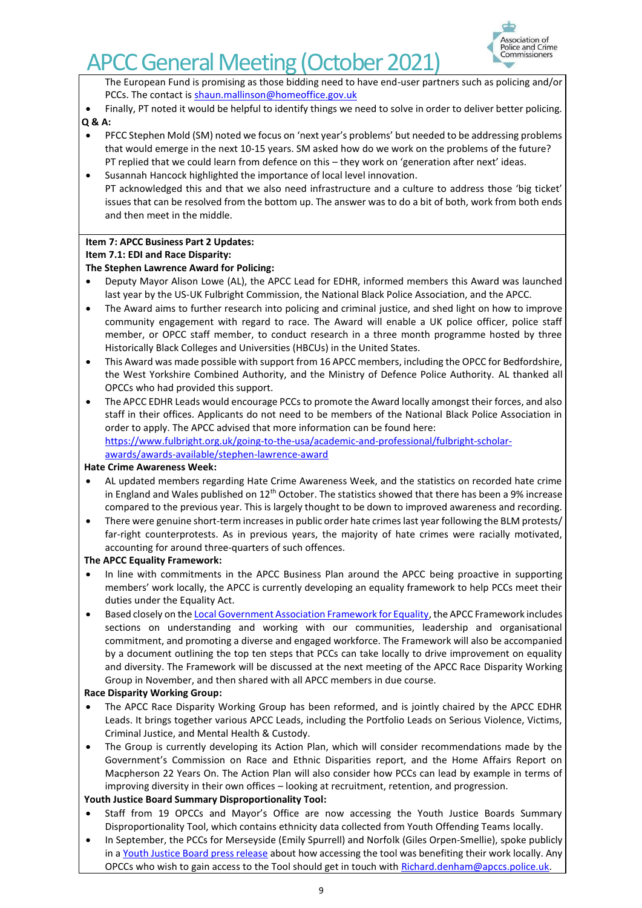The European Fund is promising as those bidding need to have end-user partners such as policing and/or PCCs. The contact is [shaun.mallinson@homeoffice.gov.uk](mailto:shaun.mallinson@homeoffice.gov.uk)

- Finally, PT noted it would be helpful to identify things we need to solve in order to deliver better policing.

**Q & A:**

- PFCC Stephen Mold (SM) noted we focus on 'next year's problems' but needed to be addressing problems that would emerge in the next 10-15 years. SM asked how do we work on the problems of the future? PT replied that we could learn from defence on this – they work on 'generation after next' ideas.
- Susannah Hancock highlighted the importance of local level innovation. PT acknowledged this and that we also need infrastructure and a culture to address those 'big ticket' issues that can be resolved from the bottom up. The answer was to do a bit of both, work from both ends and then meet in the middle.

**Item 7: APCC Business Part 2 Updates:**

**Item 7.1: EDI and Race Disparity:**

**The Stephen Lawrence Award for Policing:**

- Deputy Mayor Alison Lowe (AL), the APCC Lead for EDHR, informed members this Award was launched last year by the US-UK Fulbright Commission, the National Black Police Association, and the APCC.
- The Award aims to further research into policing and criminal justice, and shed light on how to improve community engagement with regard to race. The Award will enable a UK police officer, police staff member, or OPCC staff member, to conduct research in a three month programme hosted by three Historically Black Colleges and Universities (HBCUs) in the United States.
- This Award was made possible with support from 16 APCC members, including the OPCC for Bedfordshire, the West Yorkshire Combined Authority, and the Ministry of Defence Police Authority. AL thanked all OPCCs who had provided this support.
- The APCC EDHR Leads would encourage PCCs to promote the Award locally amongst their forces, and also staff in their offices. Applicants do not need to be members of the National Black Police Association in order to apply. The APCC advised that more information can be found here: [https://www.fulbright.org.uk/going-to-the-usa/academic-and-professional/fulbright-scholar-awards/awards-available/stephen-lawrence-award](https://www.fulbright.org.uk/going-to-the-usa/academic-and-professional/fulbright-scholar-awards/awards-available/stephen-lawrence-award)

**Hate Crime Awareness Week:**

- AL updated members regarding Hate Crime Awareness Week, and the statistics on recorded hate crime in England and Wales published on 12th October. The statistics showed that there has been a 9% increase compared to the previous year. This is largely thought to be down to improved awareness and recording.
- There were genuine short-term increases in public order hate crimes last year following the BLM protests/ far-right counterprotests. As in previous years, the majority of hate crimes were racially motivated, accounting for around three-quarters of such offences.

**The APCC Equality Framework:**

- In line with commitments in the APCC Business Plan around the APCC being proactive in supporting members' work locally, the APCC is currently developing an equality framework to help PCCs meet their duties under the Equality Act.
- Based closely on the Local Government Association Framework for Equality, the APCC Framework includes sections on understanding and working with our communities, leadership and organisational commitment, and promoting a diverse and engaged workforce. The Framework will also be accompanied by a document outlining the top ten steps that PCCs can take locally to drive improvement on equality and diversity. The Framework will be discussed at the next meeting of the APCC Race Disparity Working Group in November, and then shared with all APCC members in due course.

**Race Disparity Working Group:**

- The APCC Race Disparity Working Group has been reformed, and is jointly chaired by the APCC EDHR Leads. It brings together various APCC Leads, including the Portfolio Leads on Serious Violence, Victims, Criminal Justice, and Mental Health & Custody.
- The Group is currently developing its Action Plan, which will consider recommendations made by the Government's Commission on Race and Ethnic Disparities report, and the Home Affairs Report on Macpherson 22 Years On. The Action Plan will also consider how PCCs can lead by example in terms of improving diversity in their own offices – looking at recruitment, retention, and progression.

**Youth Justice Board Summary Disproportionality Tool:**

- Staff from 19 OPCCs and Mayor's Office are now accessing the Youth Justice Boards Summary Disproportionality Tool, which contains ethnicity data collected from Youth Offending Teams locally.
- In September, the PCCs for Merseyside (Emily Spurrell) and Norfolk (Giles Orpen-Smellie), spoke publicly in a Youth Justice Board press release about how accessing the tool was benefiting their work locally. Any OPCCs who wish to gain access to the Tool should get in touch with [Richard.denham@apccs.police.uk](mailto:Richard.denham@apccs.police.uk).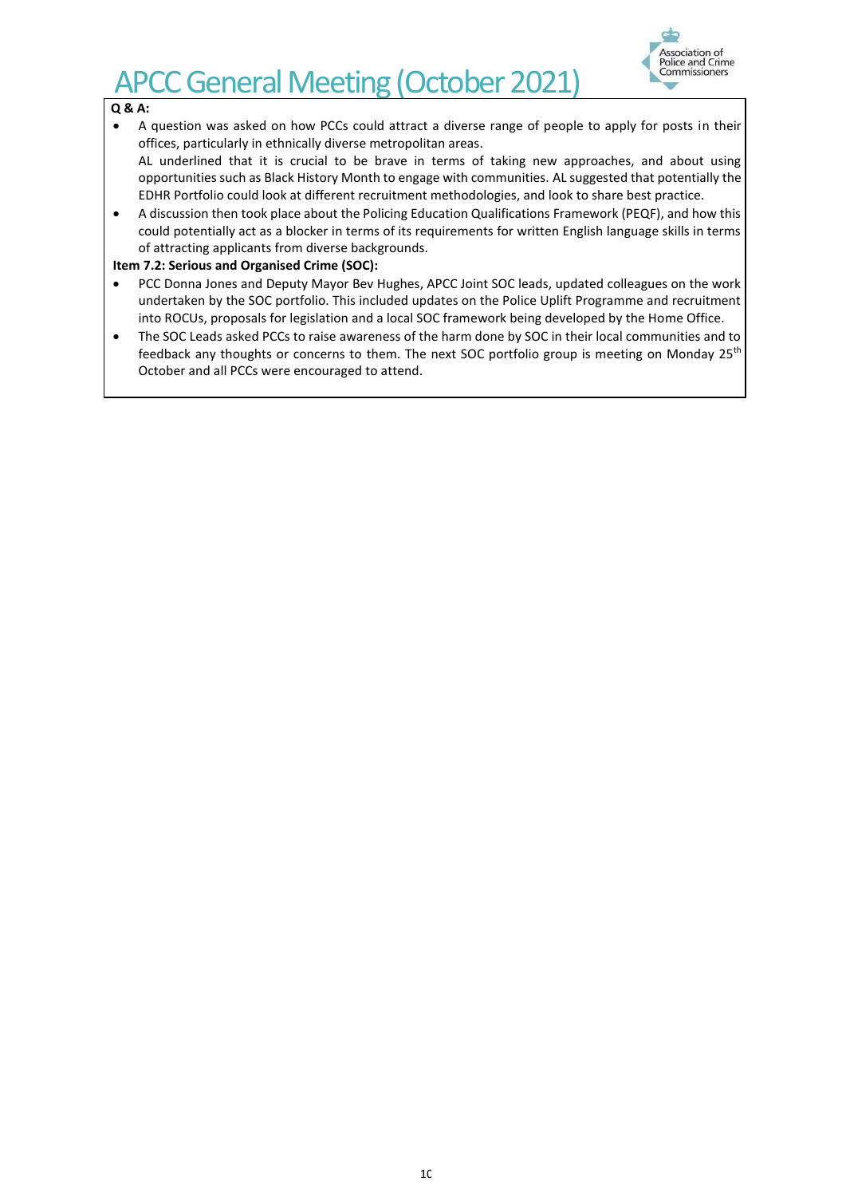**Q & A:**

- A question was asked on how PCCs could attract a diverse range of people to apply for posts in their offices, particularly in ethnically diverse metropolitan areas.
  AL underlined that it is crucial to be brave in terms of taking new approaches, and about using opportunities such as Black History Month to engage with communities. AL suggested that potentially the EDHR Portfolio could look at different recruitment methodologies, and look to share best practice.
- A discussion then took place about the Policing Education Qualifications Framework (PEQF), and how this could potentially act as a blocker in terms of its requirements for written English language skills in terms of attracting applicants from diverse backgrounds.

**Item 7.2: Serious and Organised Crime (SOC):**

- PCC Donna Jones and Deputy Mayor Bev Hughes, APCC Joint SOC leads, updated colleagues on the work undertaken by the SOC portfolio. This included updates on the Police Uplift Programme and recruitment into ROCUs, proposals for legislation and a local SOC framework being developed by the Home Office.
- The SOC Leads asked PCCs to raise awareness of the harm done by SOC in their local communities and to feedback any thoughts or concerns to them. The next SOC portfolio group is meeting on Monday 25th October and all PCCs were encouraged to attend.